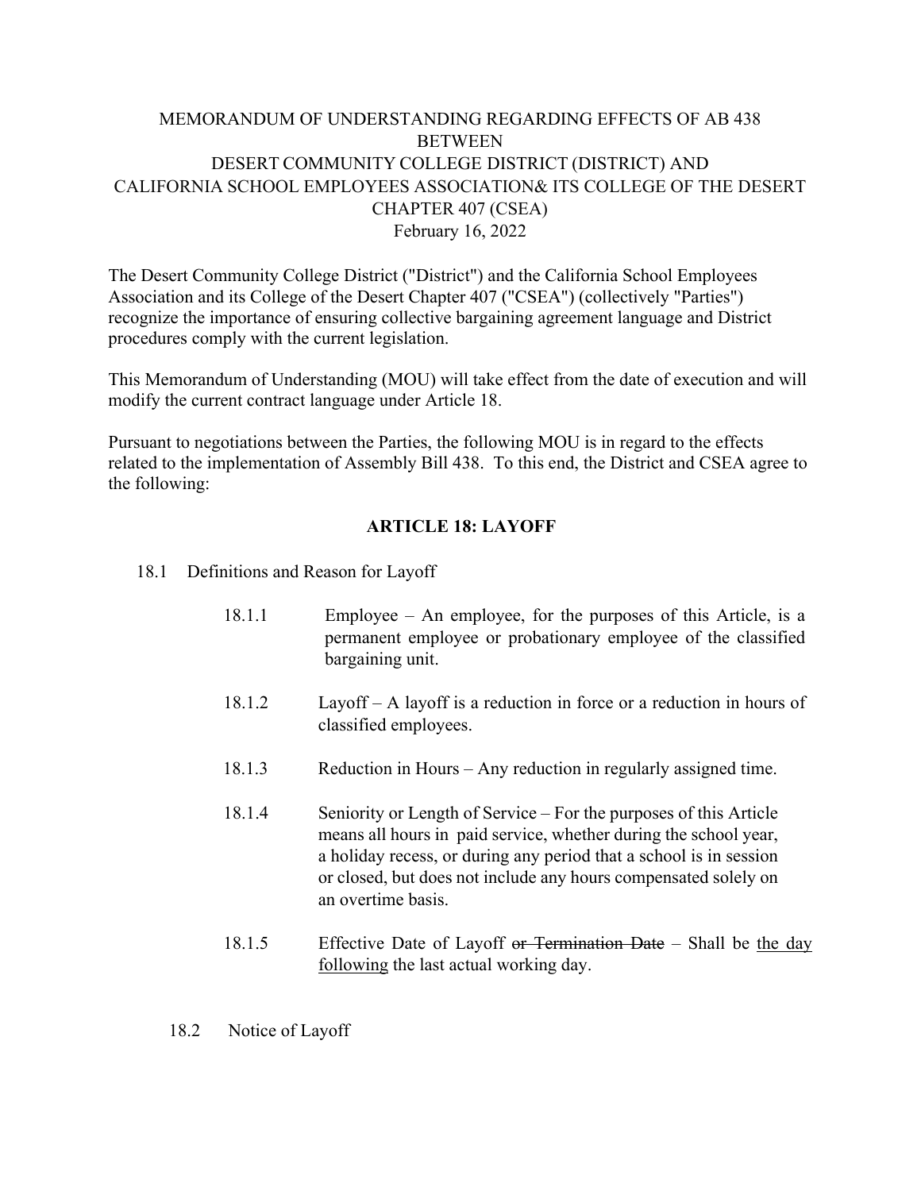# MEMORANDUM OF UNDERSTANDING REGARDING EFFECTS OF AB 438 BETWEEN DESERT COMMUNITY COLLEGE DISTRICT (DISTRICT) AND CALIFORNIA SCHOOL EMPLOYEES ASSOCIATION& ITS COLLEGE OF THE DESERT CHAPTER 407 (CSEA)

February 16, 2022

The Desert Community College District ("District") and the California School Employees Association and its College of the Desert Chapter 407 ("CSEA") (collectively "Parties") recognize the importance of ensuring collective bargaining agreement language and District procedures comply with the current legislation.

This Memorandum of Understanding (MOU) will take effect from the date of execution and will modify the current contract language under Article 18.

Pursuant to negotiations between the Parties, the following MOU is in regard to the effects related to the implementation of Assembly Bill 438. To this end, the District and CSEA agree to the following:

## ARTICLE 18: LAYOFF

18.1 Definitions and Reason for Layoff

18.1.1 Employee – An employee, for the purposes of this Article, is a permanent employee or probationary employee of the classified bargaining unit.

18.1.2 Layoff – A layoff is a reduction in force or a reduction in hours of classified employees.

18.1.3 Reduction in Hours – Any reduction in regularly assigned time.

18.1.4 Seniority or Length of Service – For the purposes of this Article means all hours in paid service, whether during the school year, a holiday recess, or during any period that a school is in session or closed, but does not include any hours compensated solely on an overtime basis.

18.1.5 Effective Date of Layoff ~~or Termination Date~~ – Shall be <u>the day following</u> the last actual working day.

18.2 Notice of Layoff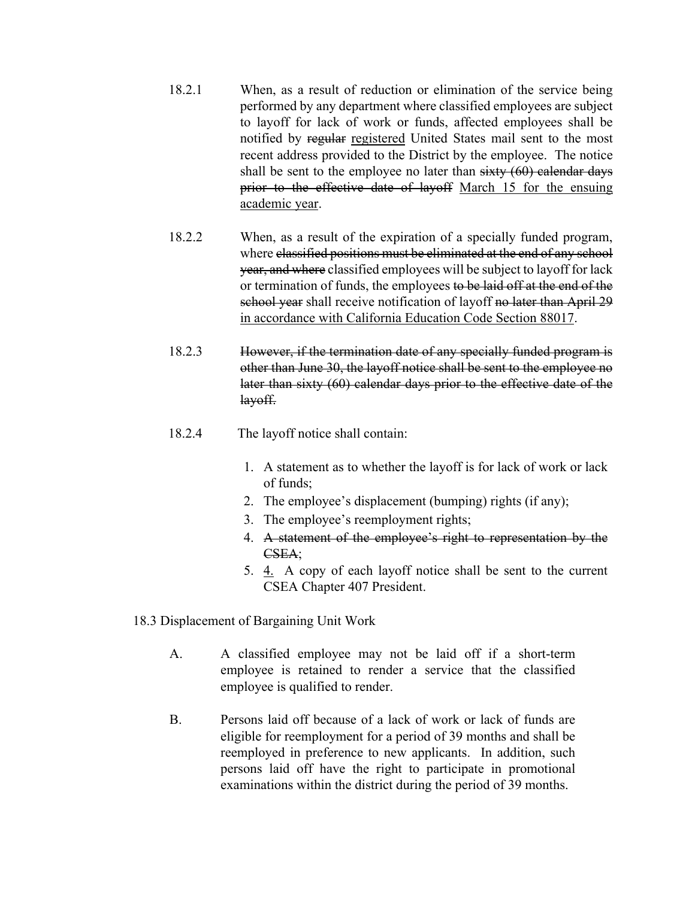18.2.1 When, as a result of reduction or elimination of the service being performed by any department where classified employees are subject to layoff for lack of work or funds, affected employees shall be notified by ~~regular~~ <u>registered</u> United States mail sent to the most recent address provided to the District by the employee. The notice shall be sent to the employee no later than ~~sixty (60) calendar days prior to the effective date of layoff~~ <u>March 15 for the ensuing academic year</u>.

18.2.2 When, as a result of the expiration of a specially funded program, where ~~classified positions must be eliminated at the end of any school year, and where~~ classified employees will be subject to layoff for lack or termination of funds, the employees ~~to be laid off at the end of the school year~~ shall receive notification of layoff ~~no later than April 29~~ <u>in accordance with California Education Code Section 88017</u>.

18.2.3 ~~However, if the termination date of any specially funded program is other than June 30, the layoff notice shall be sent to the employee no later than sixty (60) calendar days prior to the effective date of the layoff.~~

18.2.4 The layoff notice shall contain:

1. A statement as to whether the layoff is for lack of work or lack of funds;
2. The employee's displacement (bumping) rights (if any);
3. The employee's reemployment rights;
4. ~~A statement of the employee's right to representation by the CSEA;~~
5. <u>4.</u> A copy of each layoff notice shall be sent to the current CSEA Chapter 407 President.

18.3 Displacement of Bargaining Unit Work

A. A classified employee may not be laid off if a short-term employee is retained to render a service that the classified employee is qualified to render.

B. Persons laid off because of a lack of work or lack of funds are eligible for reemployment for a period of 39 months and shall be reemployed in preference to new applicants. In addition, such persons laid off have the right to participate in promotional examinations within the district during the period of 39 months.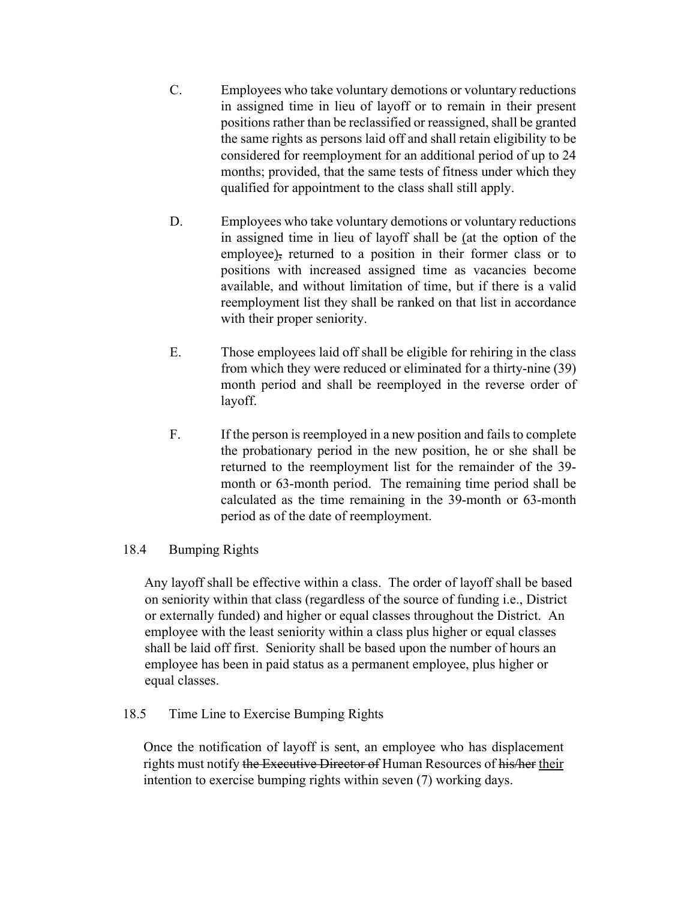C. Employees who take voluntary demotions or voluntary reductions in assigned time in lieu of layoff or to remain in their present positions rather than be reclassified or reassigned, shall be granted the same rights as persons laid off and shall retain eligibility to be considered for reemployment for an additional period of up to 24 months; provided, that the same tests of fitness under which they qualified for appointment to the class shall still apply.

D. Employees who take voluntary demotions or voluntary reductions in assigned time in lieu of layoff shall be <u>(</u>at the option of the employee)~~,~~ returned to a position in their former class or to positions with increased assigned time as vacancies become available, and without limitation of time, but if there is a valid reemployment list they shall be ranked on that list in accordance with their proper seniority.

E. Those employees laid off shall be eligible for rehiring in the class from which they were reduced or eliminated for a thirty-nine (39) month period and shall be reemployed in the reverse order of layoff.

F. If the person is reemployed in a new position and fails to complete the probationary period in the new position, he or she shall be returned to the reemployment list for the remainder of the 39-month or 63-month period. The remaining time period shall be calculated as the time remaining in the 39-month or 63-month period as of the date of reemployment.

## 18.4 Bumping Rights

Any layoff shall be effective within a class. The order of layoff shall be based on seniority within that class (regardless of the source of funding i.e., District or externally funded) and higher or equal classes throughout the District. An employee with the least seniority within a class plus higher or equal classes shall be laid off first. Seniority shall be based upon the number of hours an employee has been in paid status as a permanent employee, plus higher or equal classes.

## 18.5 Time Line to Exercise Bumping Rights

Once the notification of layoff is sent, an employee who has displacement rights must notify ~~the Executive Director of~~ Human Resources of ~~his/her~~ <u>their</u> intention to exercise bumping rights within seven (7) working days.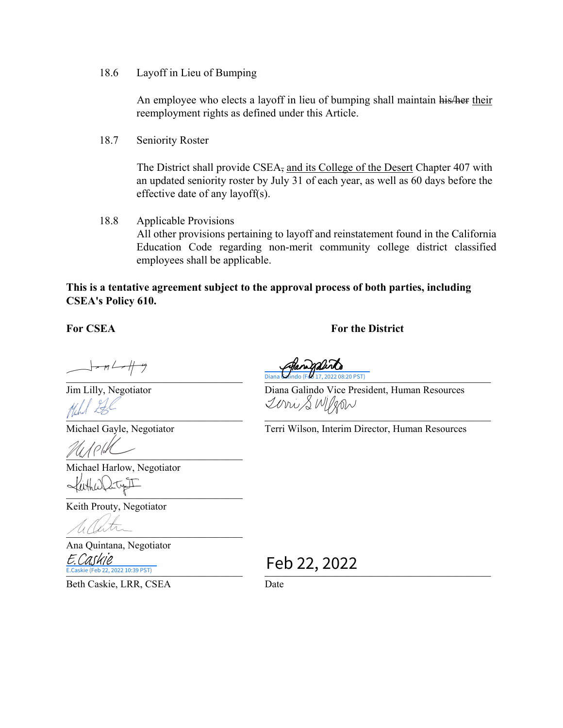18.6 Layoff in Lieu of Bumping

An employee who elects a layoff in lieu of bumping shall maintain ~~his/her~~ their reemployment rights as defined under this Article.

18.7 Seniority Roster

The District shall provide CSEA~~,~~ and its College of the Desert Chapter 407 with an updated seniority roster by July 31 of each year, as well as 60 days before the effective date of any layoff(s).

18.8 Applicable Provisions

All other provisions pertaining to layoff and reinstatement found in the California Education Code regarding non-merit community college district classified employees shall be applicable.

**This is a tentative agreement subject to the approval process of both parties, including CSEA's Policy 610.**

**For CSEA**

Jim Lilly, Negotiator

Michael Gayle, Negotiator

Michael Harlow, Negotiator

Keith Prouty, Negotiator

Ana Quintana, Negotiator

E.Caskie
E.Caskie (Feb 22, 2022 10:39 PST)

Beth Caskie, LRR, CSEA

**For the District**

Diana Galindo (Feb 17, 2022 08:20 PST)

Diana Galindo Vice President, Human Resources

Terri Wilson, Interim Director, Human Resources

Feb 22, 2022

Date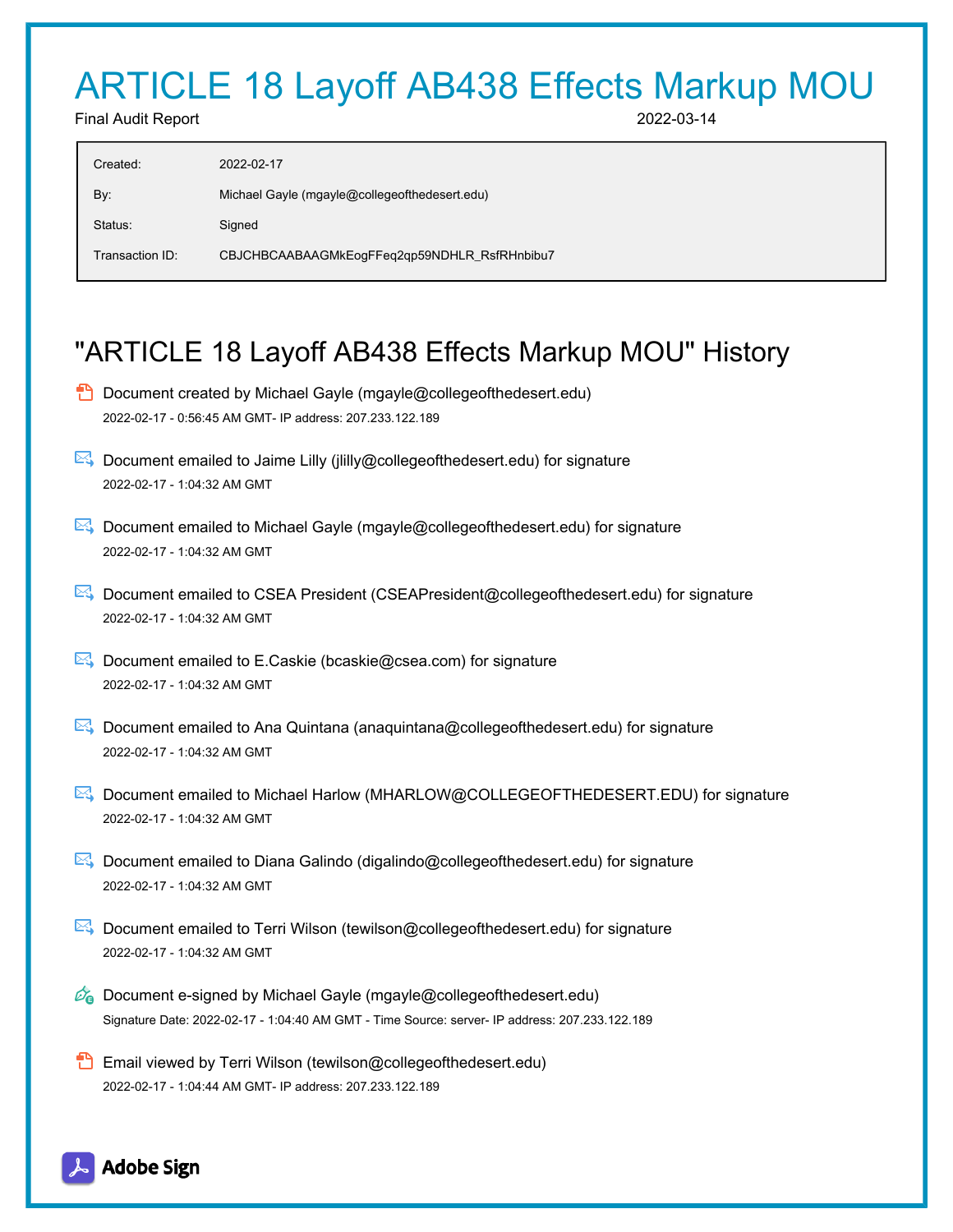# ARTICLE 18 Layoff AB438 Effects Markup MOU

Final Audit Report 2022-03-14

| | |
|---|---|
| Created: | 2022-02-17 |
| By: | Michael Gayle (mgayle@collegeofthedesert.edu) |
| Status: | Signed |
| Transaction ID: | CBJCHBCAABAAGMkEogFFeq2qp59NDHLR_RsfRHnbibu7 |

## "ARTICLE 18 Layoff AB438 Effects Markup MOU" History

- Document created by Michael Gayle (mgayle@collegeofthedesert.edu)
  2022-02-17 - 0:56:45 AM GMT- IP address: 207.233.122.189

- Document emailed to Jaime Lilly (jlilly@collegeofthedesert.edu) for signature
  2022-02-17 - 1:04:32 AM GMT

- Document emailed to Michael Gayle (mgayle@collegeofthedesert.edu) for signature
  2022-02-17 - 1:04:32 AM GMT

- Document emailed to CSEA President (CSEAPresident@collegeofthedesert.edu) for signature
  2022-02-17 - 1:04:32 AM GMT

- Document emailed to E.Caskie (bcaskie@csea.com) for signature
  2022-02-17 - 1:04:32 AM GMT

- Document emailed to Ana Quintana (anaquintana@collegeofthedesert.edu) for signature
  2022-02-17 - 1:04:32 AM GMT

- Document emailed to Michael Harlow (MHARLOW@COLLEGEOFTHEDESERT.EDU) for signature
  2022-02-17 - 1:04:32 AM GMT

- Document emailed to Diana Galindo (digalindo@collegeofthedesert.edu) for signature
  2022-02-17 - 1:04:32 AM GMT

- Document emailed to Terri Wilson (tewilson@collegeofthedesert.edu) for signature
  2022-02-17 - 1:04:32 AM GMT

- Document e-signed by Michael Gayle (mgayle@collegeofthedesert.edu)
  Signature Date: 2022-02-17 - 1:04:40 AM GMT - Time Source: server- IP address: 207.233.122.189

- Email viewed by Terri Wilson (tewilson@collegeofthedesert.edu)
  2022-02-17 - 1:04:44 AM GMT- IP address: 207.233.122.189

Adobe Sign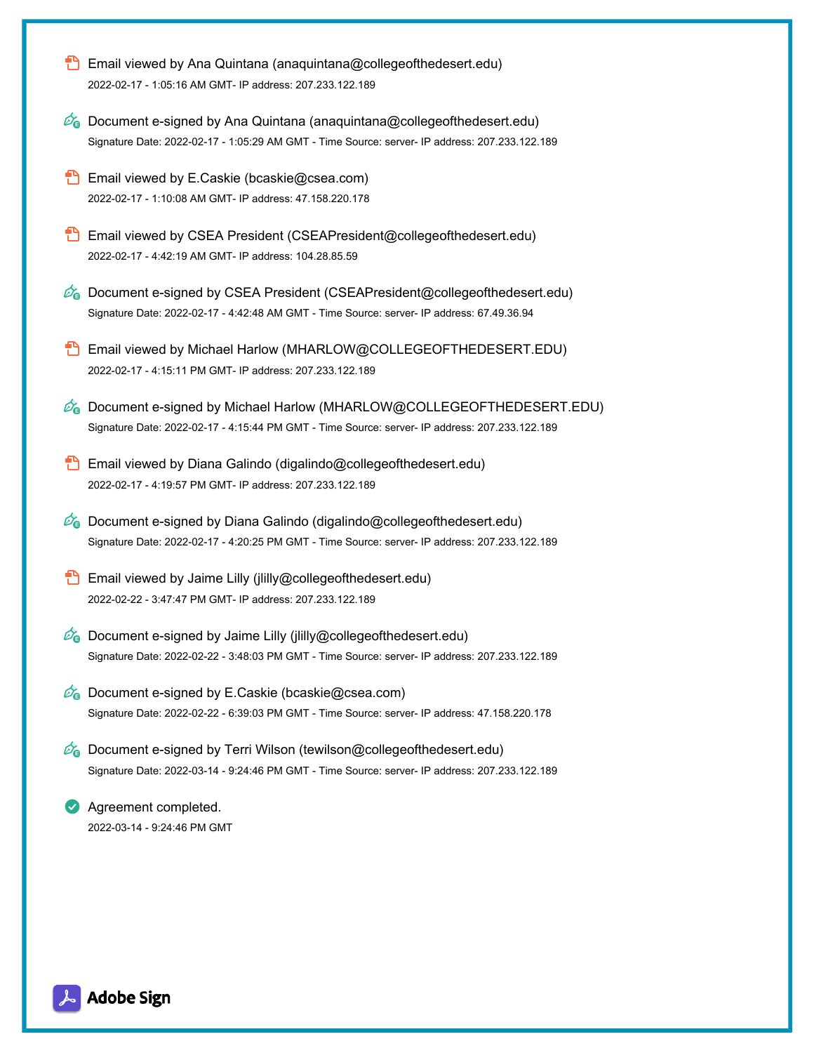Email viewed by Ana Quintana (anaquintana@collegeofthedesert.edu)
2022-02-17 - 1:05:16 AM GMT- IP address: 207.233.122.189

Document e-signed by Ana Quintana (anaquintana@collegeofthedesert.edu)
Signature Date: 2022-02-17 - 1:05:29 AM GMT - Time Source: server- IP address: 207.233.122.189

Email viewed by E.Caskie (bcaskie@csea.com)
2022-02-17 - 1:10:08 AM GMT- IP address: 47.158.220.178

Email viewed by CSEA President (CSEAPresident@collegeofthedesert.edu)
2022-02-17 - 4:42:19 AM GMT- IP address: 104.28.85.59

Document e-signed by CSEA President (CSEAPresident@collegeofthedesert.edu)
Signature Date: 2022-02-17 - 4:42:48 AM GMT - Time Source: server- IP address: 67.49.36.94

Email viewed by Michael Harlow (MHARLOW@COLLEGEOFTHEDESERT.EDU)
2022-02-17 - 4:15:11 PM GMT- IP address: 207.233.122.189

Document e-signed by Michael Harlow (MHARLOW@COLLEGEOFTHEDESERT.EDU)
Signature Date: 2022-02-17 - 4:15:44 PM GMT - Time Source: server- IP address: 207.233.122.189

Email viewed by Diana Galindo (digalindo@collegeofthedesert.edu)
2022-02-17 - 4:19:57 PM GMT- IP address: 207.233.122.189

Document e-signed by Diana Galindo (digalindo@collegeofthedesert.edu)
Signature Date: 2022-02-17 - 4:20:25 PM GMT - Time Source: server- IP address: 207.233.122.189

Email viewed by Jaime Lilly (jlilly@collegeofthedesert.edu)
2022-02-22 - 3:47:47 PM GMT- IP address: 207.233.122.189

Document e-signed by Jaime Lilly (jlilly@collegeofthedesert.edu)
Signature Date: 2022-02-22 - 3:48:03 PM GMT - Time Source: server- IP address: 207.233.122.189

Document e-signed by E.Caskie (bcaskie@csea.com)
Signature Date: 2022-02-22 - 6:39:03 PM GMT - Time Source: server- IP address: 47.158.220.178

Document e-signed by Terri Wilson (tewilson@collegeofthedesert.edu)
Signature Date: 2022-03-14 - 9:24:46 PM GMT - Time Source: server- IP address: 207.233.122.189

Agreement completed.
2022-03-14 - 9:24:46 PM GMT

Adobe Sign